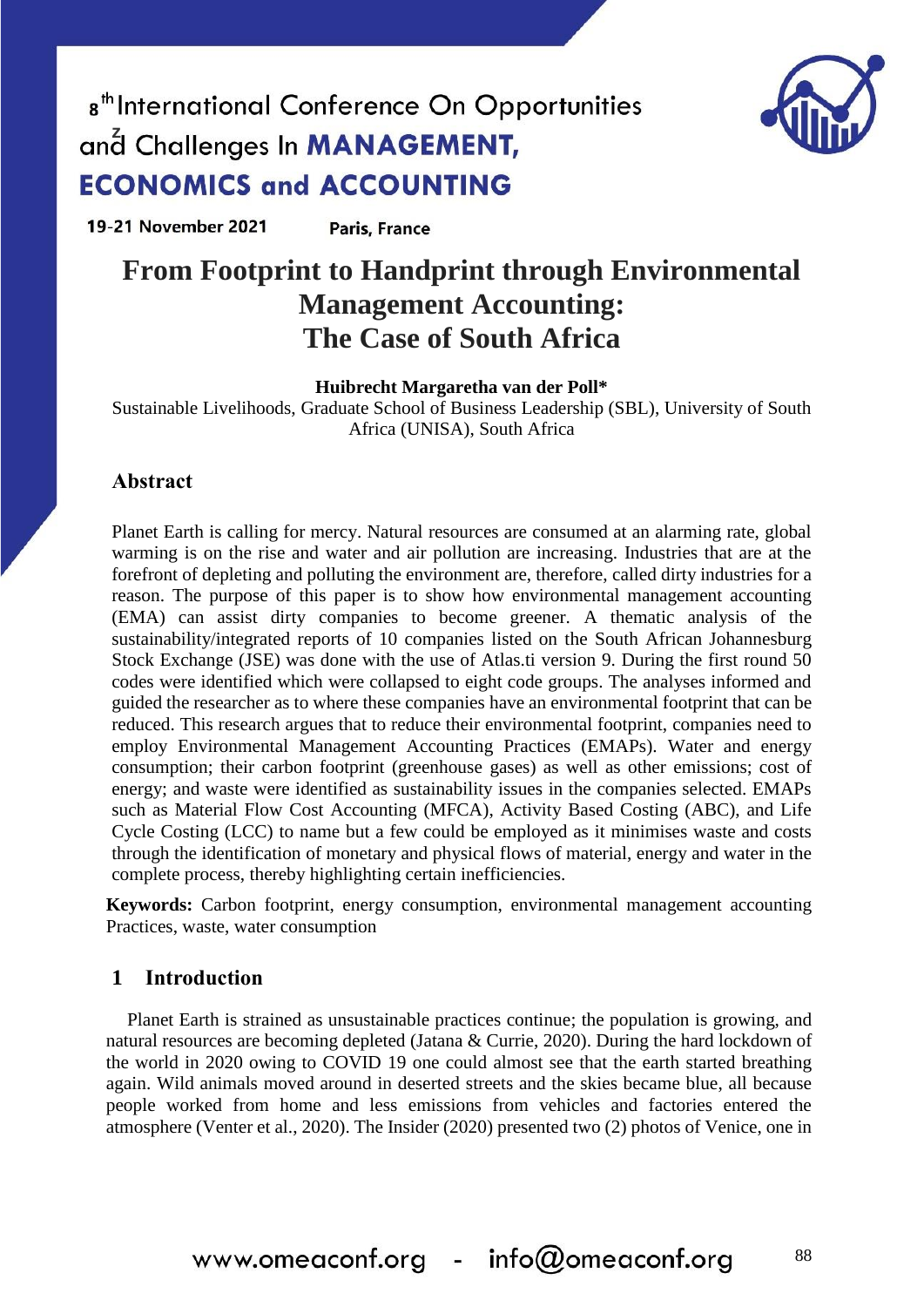# From Footprint to Handprint through Environmental Management Accounting: The Case of South Africa

**Huibrecht Margaretha van der Poll***

Sustainable Livelihoods, Graduate School of Business Leadership (SBL), University of South Africa (UNISA), South Africa

## Abstract

Planet Earth is calling for mercy. Natural resources are consumed at an alarming rate, global warming is on the rise and water and air pollution are increasing. Industries that are at the forefront of depleting and polluting the environment are, therefore, called dirty industries for a reason. The purpose of this paper is to show how environmental management accounting (EMA) can assist dirty companies to become greener. A thematic analysis of the sustainability/integrated reports of 10 companies listed on the South African Johannesburg Stock Exchange (JSE) was done with the use of Atlas.ti version 9. During the first round 50 codes were identified which were collapsed to eight code groups. The analyses informed and guided the researcher as to where these companies have an environmental footprint that can be reduced. This research argues that to reduce their environmental footprint, companies need to employ Environmental Management Accounting Practices (EMAPs). Water and energy consumption; their carbon footprint (greenhouse gases) as well as other emissions; cost of energy; and waste were identified as sustainability issues in the companies selected. EMAPs such as Material Flow Cost Accounting (MFCA), Activity Based Costing (ABC), and Life Cycle Costing (LCC) to name but a few could be employed as it minimises waste and costs through the identification of monetary and physical flows of material, energy and water in the complete process, thereby highlighting certain inefficiencies.

**Keywords:** Carbon footprint, energy consumption, environmental management accounting Practices, waste, water consumption

## 1 Introduction

Planet Earth is strained as unsustainable practices continue; the population is growing, and natural resources are becoming depleted (Jatana & Currie, 2020). During the hard lockdown of the world in 2020 owing to COVID 19 one could almost see that the earth started breathing again. Wild animals moved around in deserted streets and the skies became blue, all because people worked from home and less emissions from vehicles and factories entered the atmosphere (Venter et al., 2020). The Insider (2020) presented two (2) photos of Venice, one in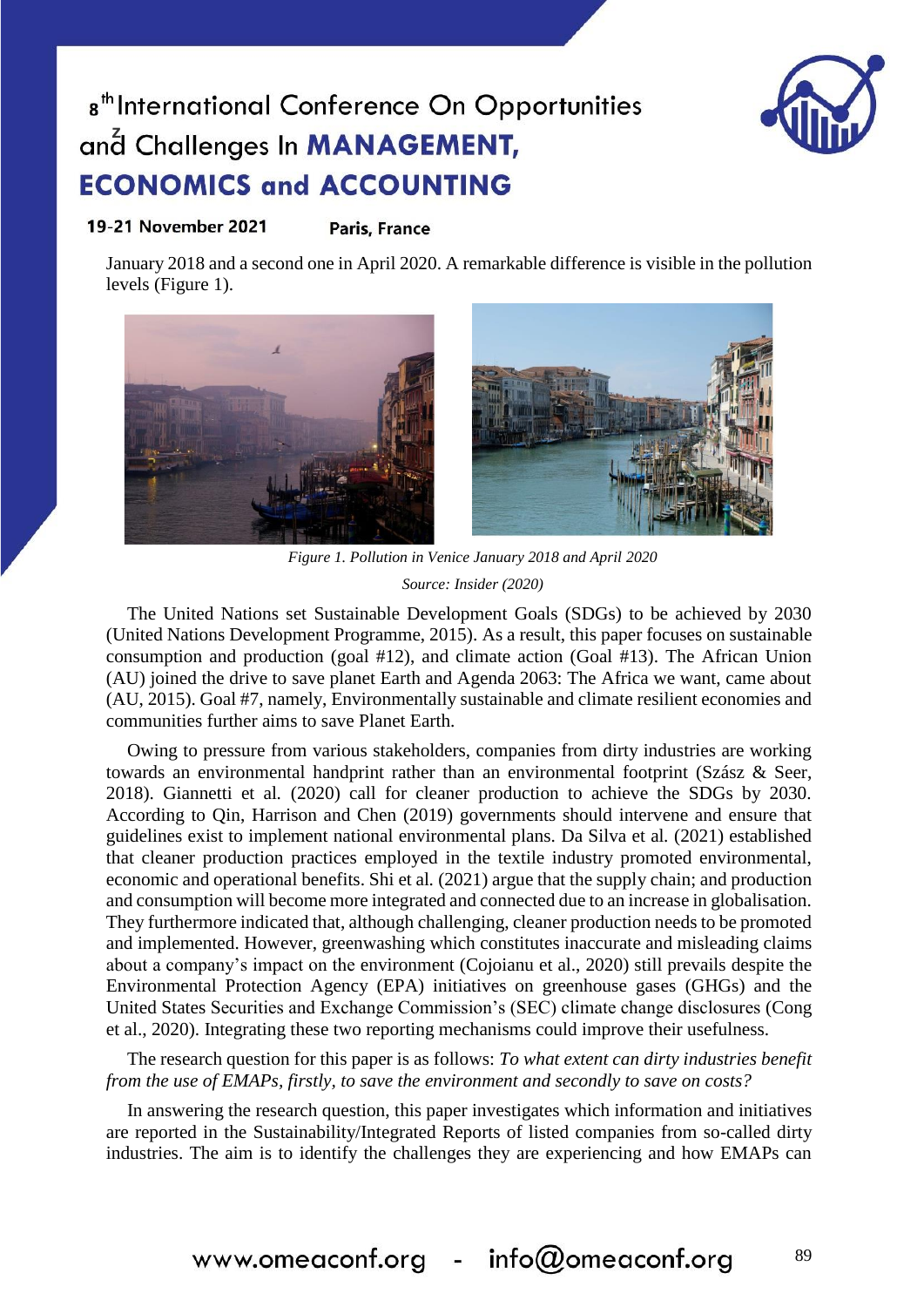January 2018 and a second one in April 2020. A remarkable difference is visible in the pollution levels (Figure 1).

*Figure 1. Pollution in Venice January 2018 and April 2020*

*Source: Insider (2020)*

The United Nations set Sustainable Development Goals (SDGs) to be achieved by 2030 (United Nations Development Programme, 2015). As a result, this paper focuses on sustainable consumption and production (goal #12), and climate action (Goal #13). The African Union (AU) joined the drive to save planet Earth and Agenda 2063: The Africa we want, came about (AU, 2015). Goal #7, namely, Environmentally sustainable and climate resilient economies and communities further aims to save Planet Earth.

Owing to pressure from various stakeholders, companies from dirty industries are working towards an environmental handprint rather than an environmental footprint (Szász & Seer, 2018). Giannetti et al. (2020) call for cleaner production to achieve the SDGs by 2030. According to Qin, Harrison and Chen (2019) governments should intervene and ensure that guidelines exist to implement national environmental plans. Da Silva et al. (2021) established that cleaner production practices employed in the textile industry promoted environmental, economic and operational benefits. Shi et al. (2021) argue that the supply chain; and production and consumption will become more integrated and connected due to an increase in globalisation. They furthermore indicated that, although challenging, cleaner production needs to be promoted and implemented. However, greenwashing which constitutes inaccurate and misleading claims about a company's impact on the environment (Cojoianu et al., 2020) still prevails despite the Environmental Protection Agency (EPA) initiatives on greenhouse gases (GHGs) and the United States Securities and Exchange Commission's (SEC) climate change disclosures (Cong et al., 2020). Integrating these two reporting mechanisms could improve their usefulness.

The research question for this paper is as follows: *To what extent can dirty industries benefit from the use of EMAPs, firstly, to save the environment and secondly to save on costs?*

In answering the research question, this paper investigates which information and initiatives are reported in the Sustainability/Integrated Reports of listed companies from so-called dirty industries. The aim is to identify the challenges they are experiencing and how EMAPs can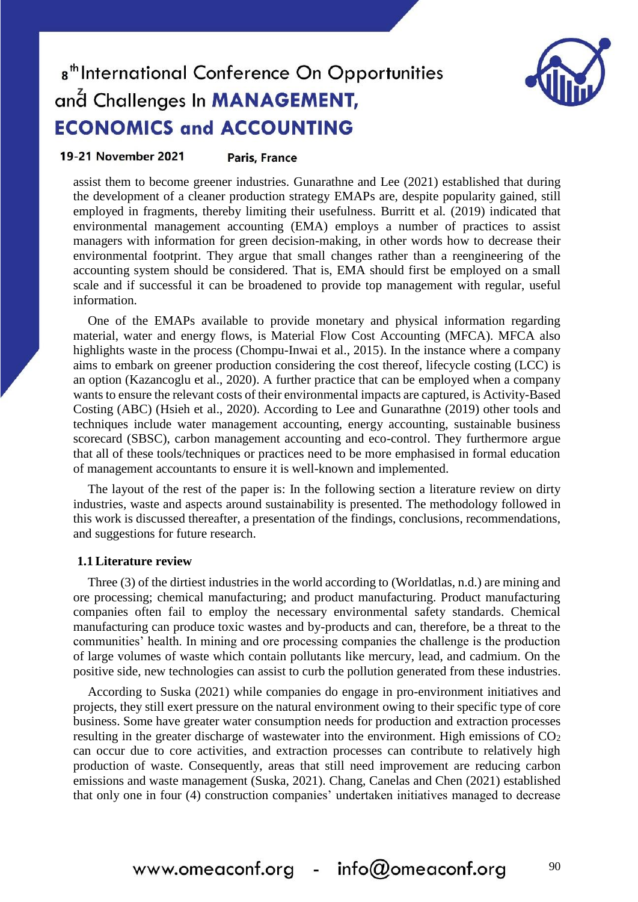assist them to become greener industries. Gunarathne and Lee (2021) established that during the development of a cleaner production strategy EMAPs are, despite popularity gained, still employed in fragments, thereby limiting their usefulness. Burritt et al. (2019) indicated that environmental management accounting (EMA) employs a number of practices to assist managers with information for green decision-making, in other words how to decrease their environmental footprint. They argue that small changes rather than a reengineering of the accounting system should be considered. That is, EMA should first be employed on a small scale and if successful it can be broadened to provide top management with regular, useful information.

One of the EMAPs available to provide monetary and physical information regarding material, water and energy flows, is Material Flow Cost Accounting (MFCA). MFCA also highlights waste in the process (Chompu-Inwai et al., 2015). In the instance where a company aims to embark on greener production considering the cost thereof, lifecycle costing (LCC) is an option (Kazancoglu et al., 2020). A further practice that can be employed when a company wants to ensure the relevant costs of their environmental impacts are captured, is Activity-Based Costing (ABC) (Hsieh et al., 2020). According to Lee and Gunarathne (2019) other tools and techniques include water management accounting, energy accounting, sustainable business scorecard (SBSC), carbon management accounting and eco-control. They furthermore argue that all of these tools/techniques or practices need to be more emphasised in formal education of management accountants to ensure it is well-known and implemented.

The layout of the rest of the paper is: In the following section a literature review on dirty industries, waste and aspects around sustainability is presented. The methodology followed in this work is discussed thereafter, a presentation of the findings, conclusions, recommendations, and suggestions for future research.

### 1.1 Literature review

Three (3) of the dirtiest industries in the world according to (Worldatlas, n.d.) are mining and ore processing; chemical manufacturing; and product manufacturing. Product manufacturing companies often fail to employ the necessary environmental safety standards. Chemical manufacturing can produce toxic wastes and by-products and can, therefore, be a threat to the communities' health. In mining and ore processing companies the challenge is the production of large volumes of waste which contain pollutants like mercury, lead, and cadmium. On the positive side, new technologies can assist to curb the pollution generated from these industries.

According to Suska (2021) while companies do engage in pro-environment initiatives and projects, they still exert pressure on the natural environment owing to their specific type of core business. Some have greater water consumption needs for production and extraction processes resulting in the greater discharge of wastewater into the environment. High emissions of $CO_2$ can occur due to core activities, and extraction processes can contribute to relatively high production of waste. Consequently, areas that still need improvement are reducing carbon emissions and waste management (Suska, 2021). Chang, Canelas and Chen (2021) established that only one in four (4) construction companies' undertaken initiatives managed to decrease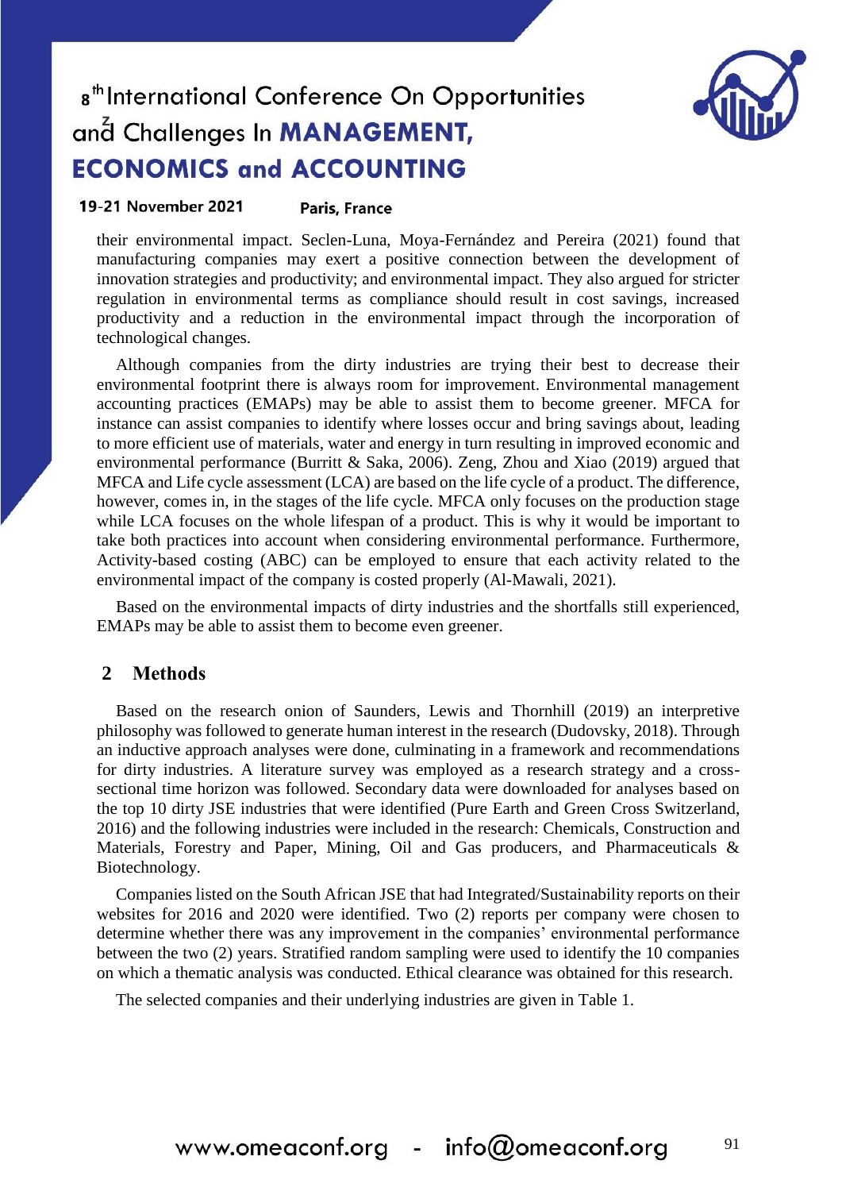their environmental impact. Seclen-Luna, Moya-Fernández and Pereira (2021) found that manufacturing companies may exert a positive connection between the development of innovation strategies and productivity; and environmental impact. They also argued for stricter regulation in environmental terms as compliance should result in cost savings, increased productivity and a reduction in the environmental impact through the incorporation of technological changes.

Although companies from the dirty industries are trying their best to decrease their environmental footprint there is always room for improvement. Environmental management accounting practices (EMAPs) may be able to assist them to become greener. MFCA for instance can assist companies to identify where losses occur and bring savings about, leading to more efficient use of materials, water and energy in turn resulting in improved economic and environmental performance (Burritt & Saka, 2006). Zeng, Zhou and Xiao (2019) argued that MFCA and Life cycle assessment (LCA) are based on the life cycle of a product. The difference, however, comes in, in the stages of the life cycle. MFCA only focuses on the production stage while LCA focuses on the whole lifespan of a product. This is why it would be important to take both practices into account when considering environmental performance. Furthermore, Activity-based costing (ABC) can be employed to ensure that each activity related to the environmental impact of the company is costed properly (Al-Mawali, 2021).

Based on the environmental impacts of dirty industries and the shortfalls still experienced, EMAPs may be able to assist them to become even greener.

## 2 Methods

Based on the research onion of Saunders, Lewis and Thornhill (2019) an interpretive philosophy was followed to generate human interest in the research (Dudovsky, 2018). Through an inductive approach analyses were done, culminating in a framework and recommendations for dirty industries. A literature survey was employed as a research strategy and a cross-sectional time horizon was followed. Secondary data were downloaded for analyses based on the top 10 dirty JSE industries that were identified (Pure Earth and Green Cross Switzerland, 2016) and the following industries were included in the research: Chemicals, Construction and Materials, Forestry and Paper, Mining, Oil and Gas producers, and Pharmaceuticals & Biotechnology.

Companies listed on the South African JSE that had Integrated/Sustainability reports on their websites for 2016 and 2020 were identified. Two (2) reports per company were chosen to determine whether there was any improvement in the companies' environmental performance between the two (2) years. Stratified random sampling were used to identify the 10 companies on which a thematic analysis was conducted. Ethical clearance was obtained for this research.

The selected companies and their underlying industries are given in Table 1.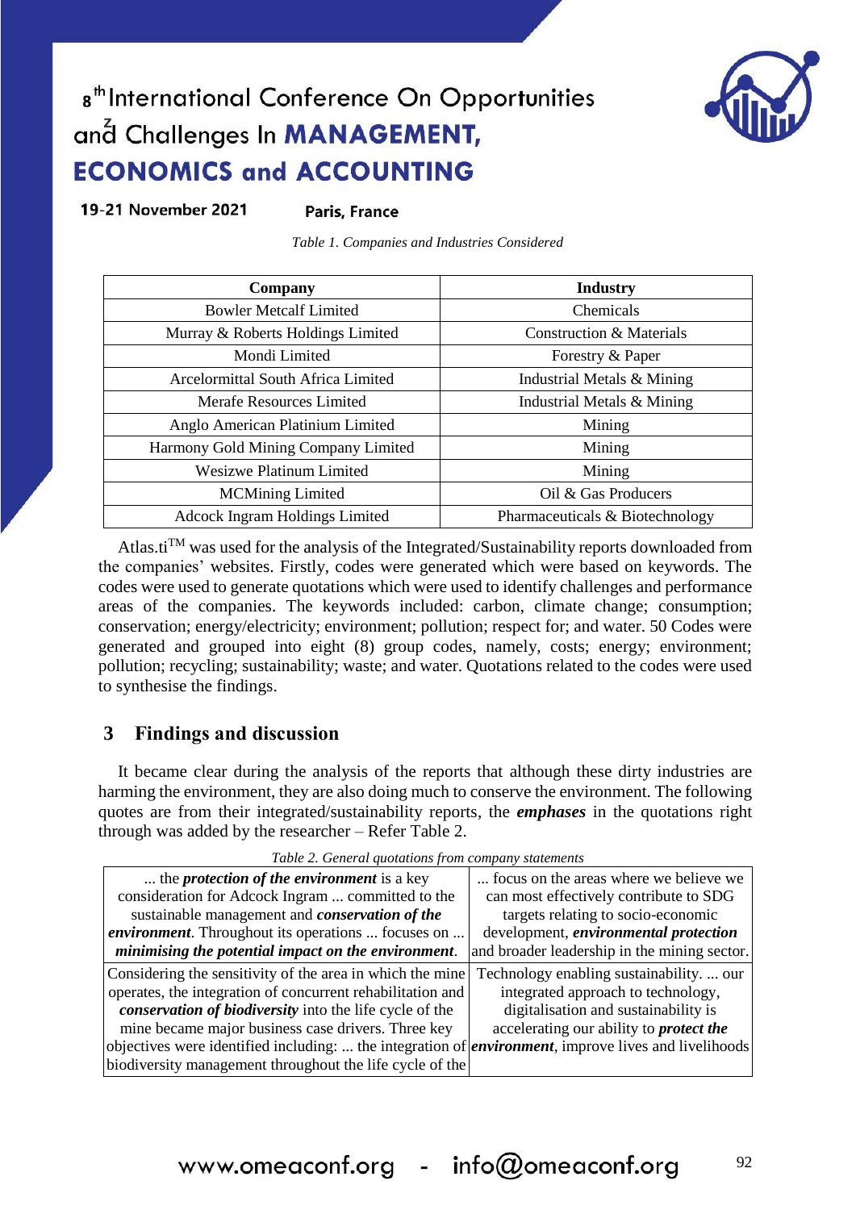*Table 1. Companies and Industries Considered*

| Company | Industry |
|---|---|
| Bowler Metcalf Limited | Chemicals |
| Murray & Roberts Holdings Limited | Construction & Materials |
| Mondi Limited | Forestry & Paper |
| Arcelormittal South Africa Limited | Industrial Metals & Mining |
| Merafe Resources Limited | Industrial Metals & Mining |
| Anglo American Platinium Limited | Mining |
| Harmony Gold Mining Company Limited | Mining |
| Wesizwe Platinum Limited | Mining |
| MCMining Limited | Oil & Gas Producers |
| Adcock Ingram Holdings Limited | Pharmaceuticals & Biotechnology |

Atlas.ti[TM] was used for the analysis of the Integrated/Sustainability reports downloaded from the companies' websites. Firstly, codes were generated which were based on keywords. The codes were used to generate quotations which were used to identify challenges and performance areas of the companies. The keywords included: carbon, climate change; consumption; conservation; energy/electricity; environment; pollution; respect for; and water. 50 Codes were generated and grouped into eight (8) group codes, namely, costs; energy; environment; pollution; recycling; sustainability; waste; and water. Quotations related to the codes were used to synthesise the findings.

## 3 Findings and discussion

It became clear during the analysis of the reports that although these dirty industries are harming the environment, they are also doing much to conserve the environment. The following quotes are from their integrated/sustainability reports, the ***emphases*** in the quotations right through was added by the researcher – Refer Table 2.

*Table 2. General quotations from company statements*

| | |
|---|---|
| ... the ***protection of the environment*** is a key consideration for Adcock Ingram ... committed to the sustainable management and ***conservation of the environment***. Throughout its operations ... focuses on ... ***minimising the potential impact on the environment***. | ... focus on the areas where we believe we can most effectively contribute to SDG targets relating to socio-economic development, ***environmental protection*** and broader leadership in the mining sector. |
| Considering the sensitivity of the area in which the mine operates, the integration of concurrent rehabilitation and ***conservation of biodiversity*** into the life cycle of the mine became major business case drivers. Three key objectives were identified including: ... the integration of biodiversity management throughout the life cycle of the | Technology enabling sustainability. ... our integrated approach to technology, digitalisation and sustainability is accelerating our ability to ***protect the environment***, improve lives and livelihoods |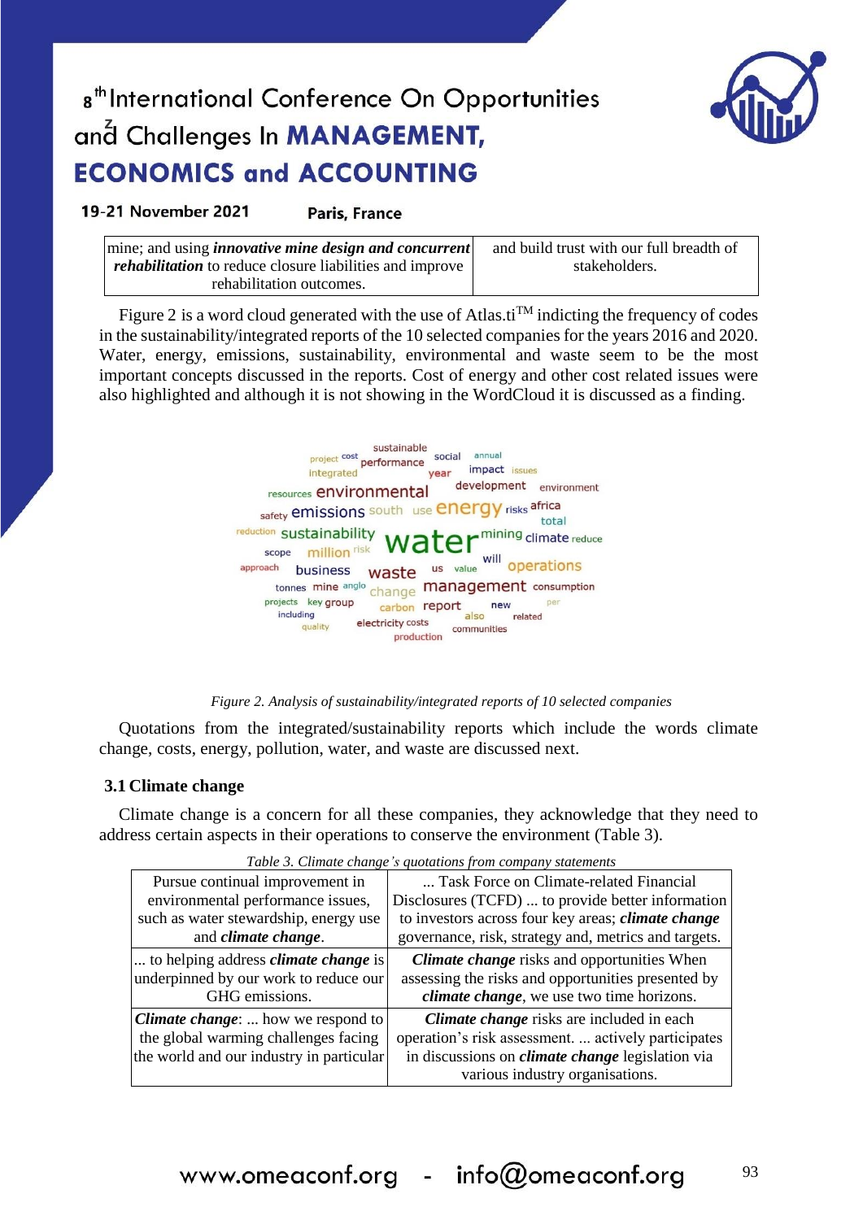| mine; and using ***innovative mine design and concurrent rehabilitation*** to reduce closure liabilities and improve rehabilitation outcomes. | and build trust with our full breadth of stakeholders. |
|---|---|

Figure 2 is a word cloud generated with the use of Atlas.ti$^{TM}$ indicting the frequency of codes in the sustainability/integrated reports of the 10 selected companies for the years 2016 and 2020. Water, energy, emissions, sustainability, environmental and waste seem to be the most important concepts discussed in the reports. Cost of energy and other cost related issues were also highlighted and although it is not showing in the WordCloud it is discussed as a finding.

*Figure 2. Analysis of sustainability/integrated reports of 10 selected companies*

Quotations from the integrated/sustainability reports which include the words climate change, costs, energy, pollution, water, and waste are discussed next.

### 3.1 Climate change

Climate change is a concern for all these companies, they acknowledge that they need to address certain aspects in their operations to conserve the environment (Table 3).

*Table 3. Climate change's quotations from company statements*

| Pursue continual improvement in environmental performance issues, such as water stewardship, energy use and ***climate change***. | ... Task Force on Climate-related Financial Disclosures (TCFD) ... to provide better information to investors across four key areas; ***climate change*** governance, risk, strategy and, metrics and targets. |
|---|---|
| ... to helping address ***climate change*** is underpinned by our work to reduce our GHG emissions. | ***Climate change*** risks and opportunities When assessing the risks and opportunities presented by ***climate change***, we use two time horizons. |
| ***Climate change***: ... how we respond to the global warming challenges facing the world and our industry in particular | ***Climate change*** risks are included in each operation's risk assessment. ... actively participates in discussions on ***climate change*** legislation via various industry organisations. |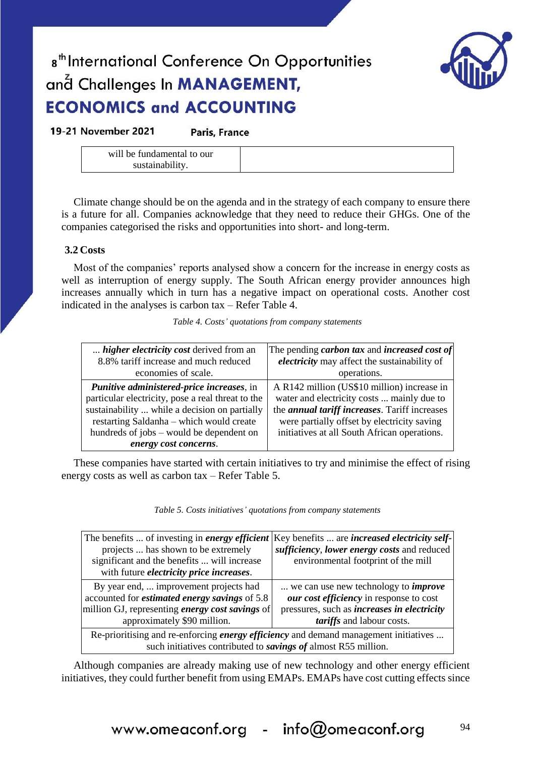| will be fundamental to our sustainability. | |
|---|---|

Climate change should be on the agenda and in the strategy of each company to ensure there is a future for all. Companies acknowledge that they need to reduce their GHGs. One of the companies categorised the risks and opportunities into short- and long-term.

### 3.2 Costs

Most of the companies' reports analysed show a concern for the increase in energy costs as well as interruption of energy supply. The South African energy provider announces high increases annually which in turn has a negative impact on operational costs. Another cost indicated in the analyses is carbon tax – Refer Table 4.

*Table 4. Costs' quotations from company statements*

| | |
|---|---|
| ... ***higher electricity cost*** derived from an 8.8% tariff increase and much reduced economies of scale. | The pending ***carbon tax*** and ***increased cost of electricity*** may affect the sustainability of operations. |
| ***Punitive administered-price increases***, in particular electricity, pose a real threat to the sustainability ... while a decision on partially restarting Saldanha – which would create hundreds of jobs – would be dependent on ***energy cost concerns***. | A R142 million (US$10 million) increase in water and electricity costs ... mainly due to the ***annual tariff increases***. Tariff increases were partially offset by electricity saving initiatives at all South African operations. |

These companies have started with certain initiatives to try and minimise the effect of rising energy costs as well as carbon tax – Refer Table 5.

*Table 5. Costs initiatives' quotations from company statements*

| | |
|---|---|
| The benefits ... of investing in ***energy efficient*** projects ... has shown to be extremely significant and the benefits ... will increase with future ***electricity price increases***. | Key benefits ... are ***increased electricity self-sufficiency***, ***lower energy costs*** and reduced environmental footprint of the mill |
| By year end, ... improvement projects had accounted for ***estimated energy savings*** of 5.8 million GJ, representing ***energy cost savings*** of approximately $90 million. | ... we can use new technology to ***improve our cost efficiency*** in response to cost pressures, such as ***increases in electricity tariffs*** and labour costs. |
| Re-prioritising and re-enforcing ***energy efficiency*** and demand management initiatives ... such initiatives contributed to ***savings of*** almost R55 million. | |

Although companies are already making use of new technology and other energy efficient initiatives, they could further benefit from using EMAPs. EMAPs have cost cutting effects since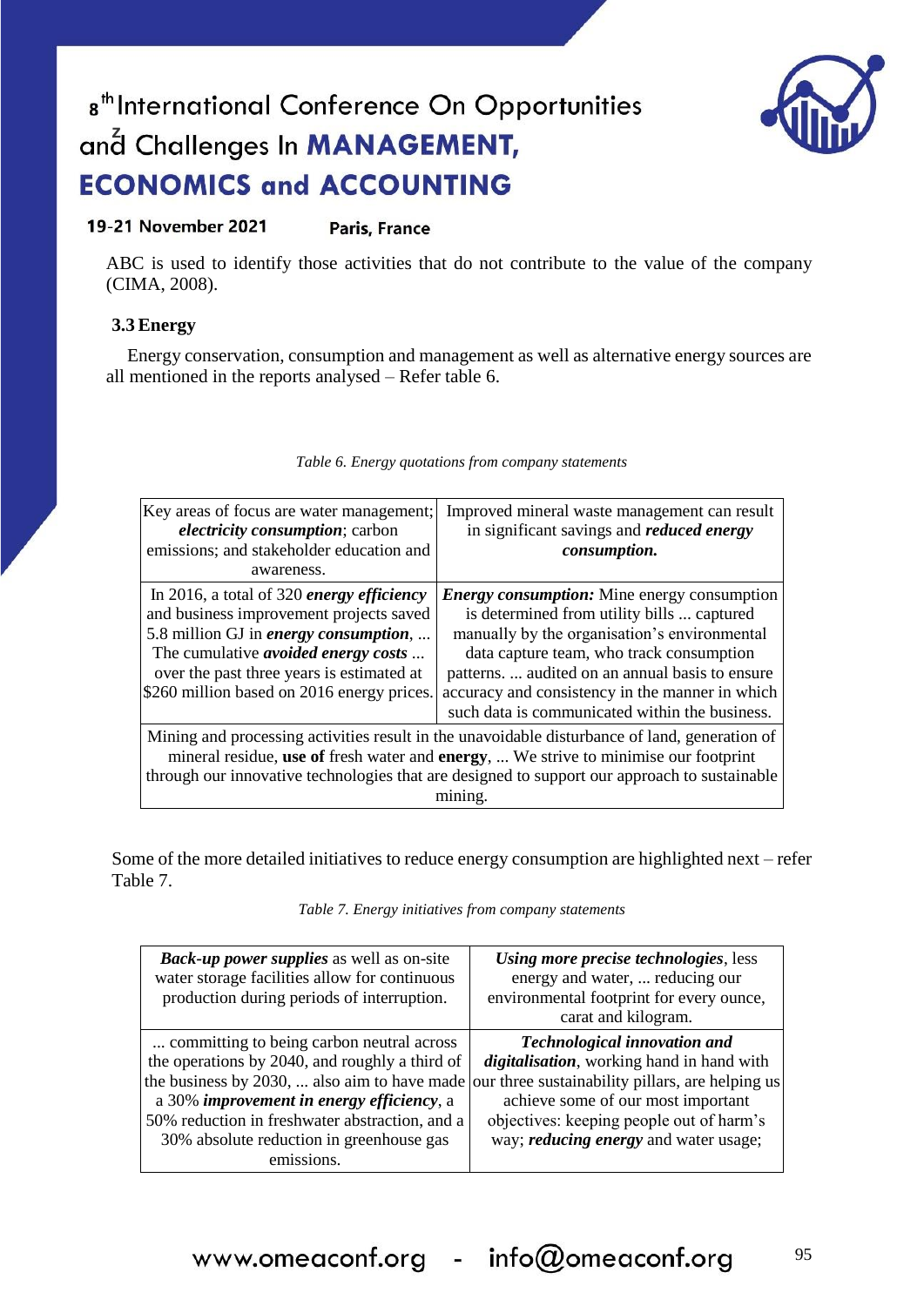ABC is used to identify those activities that do not contribute to the value of the company (CIMA, 2008).

### 3.3 Energy

Energy conservation, consumption and management as well as alternative energy sources are all mentioned in the reports analysed – Refer table 6.

*Table 6. Energy quotations from company statements*

| | |
|---|---|
| Key areas of focus are water management; ***electricity consumption***; carbon emissions; and stakeholder education and awareness. | Improved mineral waste management can result in significant savings and ***reduced energy consumption.*** |
| In 2016, a total of 320 ***energy efficiency*** and business improvement projects saved 5.8 million GJ in ***energy consumption***, ... The cumulative ***avoided energy costs*** ... over the past three years is estimated at $260 million based on 2016 energy prices. | ***Energy consumption:*** Mine energy consumption is determined from utility bills ... captured manually by the organisation's environmental data capture team, who track consumption patterns. ... audited on an annual basis to ensure accuracy and consistency in the manner in which such data is communicated within the business. |
| Mining and processing activities result in the unavoidable disturbance of land, generation of mineral residue, **use of** fresh water and **energy**, ... We strive to minimise our footprint through our innovative technologies that are designed to support our approach to sustainable mining. | |

Some of the more detailed initiatives to reduce energy consumption are highlighted next – refer Table 7.

*Table 7. Energy initiatives from company statements*

| | |
|---|---|
| ***Back-up power supplies*** as well as on-site water storage facilities allow for continuous production during periods of interruption. | ***Using more precise technologies***, less energy and water, ... reducing our environmental footprint for every ounce, carat and kilogram. |
| ... committing to being carbon neutral across the operations by 2040, and roughly a third of the business by 2030, ... also aim to have made a 30% ***improvement in energy efficiency***, a 50% reduction in freshwater abstraction, and a 30% absolute reduction in greenhouse gas emissions. | ***Technological innovation and digitalisation***, working hand in hand with our three sustainability pillars, are helping us achieve some of our most important objectives: keeping people out of harm's way; ***reducing energy*** and water usage; |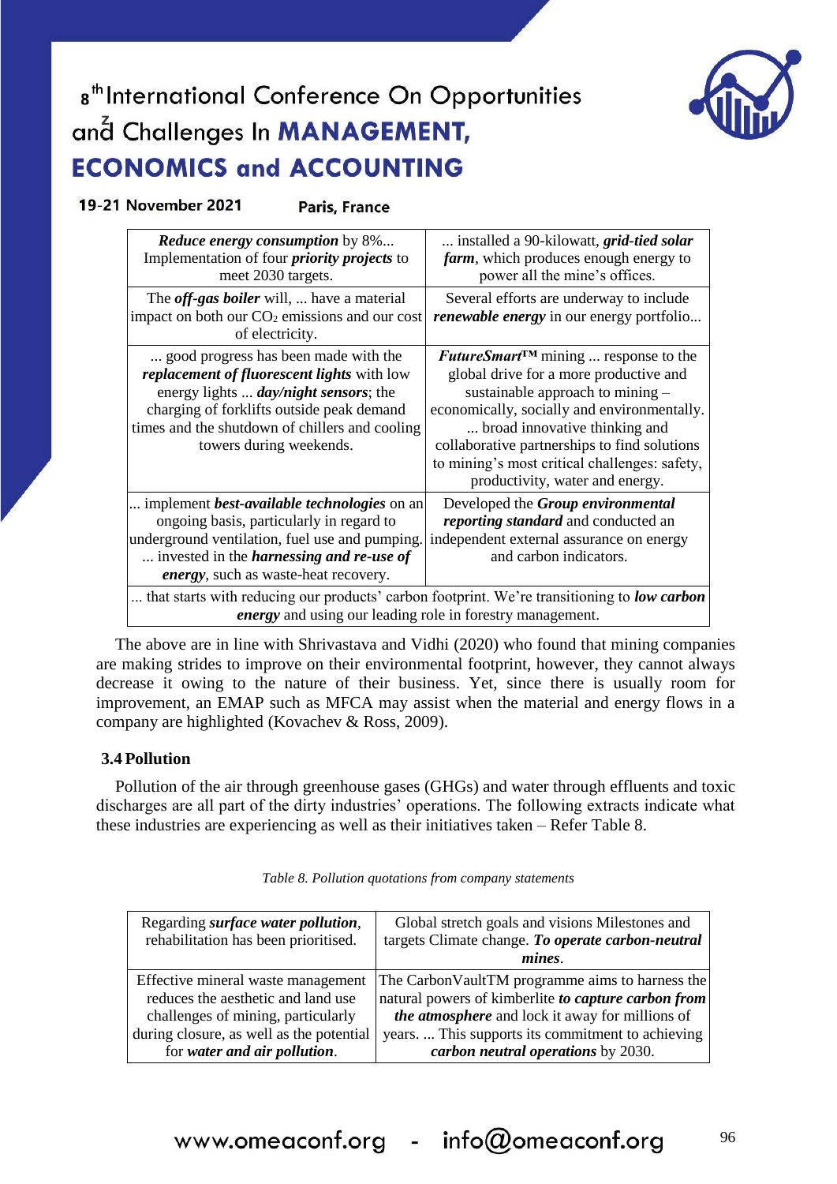| | |
|---|---|
| ***Reduce energy consumption*** by 8%... Implementation of four ***priority projects*** to meet 2030 targets. | ... installed a 90-kilowatt, ***grid-tied solar farm***, which produces enough energy to power all the mine's offices. |
| The ***off-gas boiler*** will, ... have a material impact on both our $CO_2$ emissions and our cost of electricity. | Several efforts are underway to include ***renewable energy*** in our energy portfolio... |
| ... good progress has been made with the ***replacement of fluorescent lights*** with low energy lights ... ***day/night sensors***; the charging of forklifts outside peak demand times and the shutdown of chillers and cooling towers during weekends. | ***FutureSmart™*** mining ... response to the global drive for a more productive and sustainable approach to mining – economically, socially and environmentally. ... broad innovative thinking and collaborative partnerships to find solutions to mining's most critical challenges: safety, productivity, water and energy. |
| ... implement ***best-available technologies*** on an ongoing basis, particularly in regard to underground ventilation, fuel use and pumping. ... invested in the ***harnessing and re-use of energy***, such as waste-heat recovery. | Developed the ***Group environmental reporting standard*** and conducted an independent external assurance on energy and carbon indicators. |
| ... that starts with reducing our products' carbon footprint. We're transitioning to ***low carbon energy*** and using our leading role in forestry management. | |

The above are in line with Shrivastava and Vidhi (2020) who found that mining companies are making strides to improve on their environmental footprint, however, they cannot always decrease it owing to the nature of their business. Yet, since there is usually room for improvement, an EMAP such as MFCA may assist when the material and energy flows in a company are highlighted (Kovachev & Ross, 2009).

### 3.4 Pollution

Pollution of the air through greenhouse gases (GHGs) and water through effluents and toxic discharges are all part of the dirty industries' operations. The following extracts indicate what these industries are experiencing as well as their initiatives taken – Refer Table 8.

*Table 8. Pollution quotations from company statements*

| | |
|---|---|
| Regarding ***surface water pollution***, rehabilitation has been prioritised. | Global stretch goals and visions Milestones and targets Climate change. ***To operate carbon-neutral mines***. |
| Effective mineral waste management reduces the aesthetic and land use challenges of mining, particularly during closure, as well as the potential for ***water and air pollution***. | The CarbonVaultTM programme aims to harness the natural powers of kimberlite ***to capture carbon from the atmosphere*** and lock it away for millions of years. ... This supports its commitment to achieving ***carbon neutral operations*** by 2030. |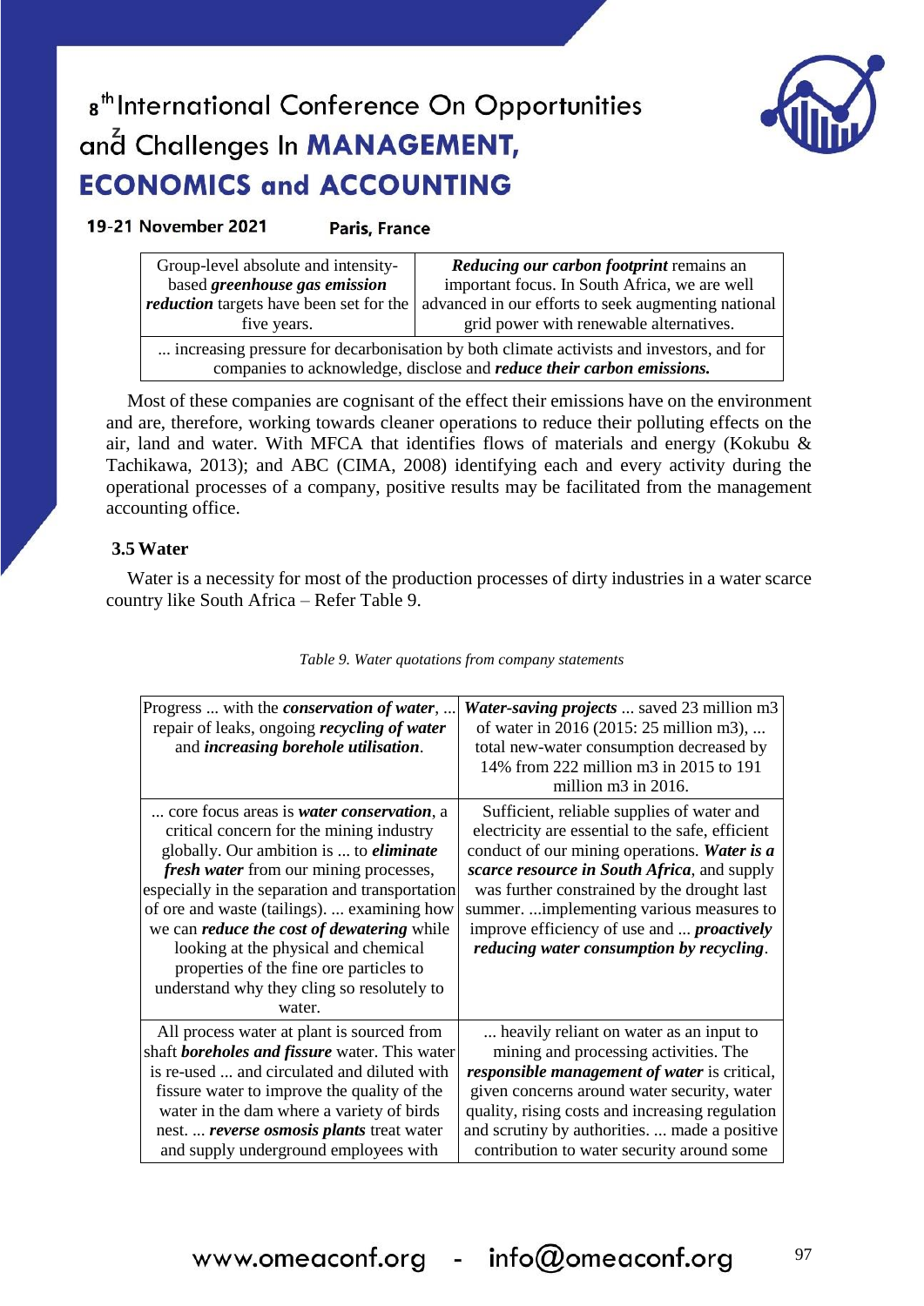| Group-level absolute and intensity-based ***greenhouse gas emission reduction*** targets have been set for the five years. | ***Reducing our carbon footprint*** remains an important focus. In South Africa, we are well advanced in our efforts to seek augmenting national grid power with renewable alternatives. |
|---|---|
| ... increasing pressure for decarbonisation by both climate activists and investors, and for companies to acknowledge, disclose and ***reduce their carbon emissions.*** | |

Most of these companies are cognisant of the effect their emissions have on the environment and are, therefore, working towards cleaner operations to reduce their polluting effects on the air, land and water. With MFCA that identifies flows of materials and energy (Kokubu & Tachikawa, 2013); and ABC (CIMA, 2008) identifying each and every activity during the operational processes of a company, positive results may be facilitated from the management accounting office.

### 3.5 Water

Water is a necessity for most of the production processes of dirty industries in a water scarce country like South Africa – Refer Table 9.

*Table 9. Water quotations from company statements*

| Progress ... with the ***conservation of water***, ... repair of leaks, ongoing ***recycling of water*** and ***increasing borehole utilisation***. | ***Water-saving projects*** ... saved 23 million m3 of water in 2016 (2015: 25 million m3), ... total new-water consumption decreased by 14% from 222 million m3 in 2015 to 191 million m3 in 2016. |
|---|---|
| ... core focus areas is ***water conservation***, a critical concern for the mining industry globally. Our ambition is ... to ***eliminate fresh water*** from our mining processes, especially in the separation and transportation of ore and waste (tailings). ... examining how we can ***reduce the cost of dewatering*** while looking at the physical and chemical properties of the fine ore particles to understand why they cling so resolutely to water. | Sufficient, reliable supplies of water and electricity are essential to the safe, efficient conduct of our mining operations. ***Water is a scarce resource in South Africa***, and supply was further constrained by the drought last summer. ...implementing various measures to improve efficiency of use and ... ***proactively reducing water consumption by recycling***. |
| All process water at plant is sourced from shaft ***boreholes and fissure*** water. This water is re-used ... and circulated and diluted with fissure water to improve the quality of the water in the dam where a variety of birds nest. ... ***reverse osmosis plants*** treat water and supply underground employees with | ... heavily reliant on water as an input to mining and processing activities. The ***responsible management of water*** is critical, given concerns around water security, water quality, rising costs and increasing regulation and scrutiny by authorities. ... made a positive contribution to water security around some |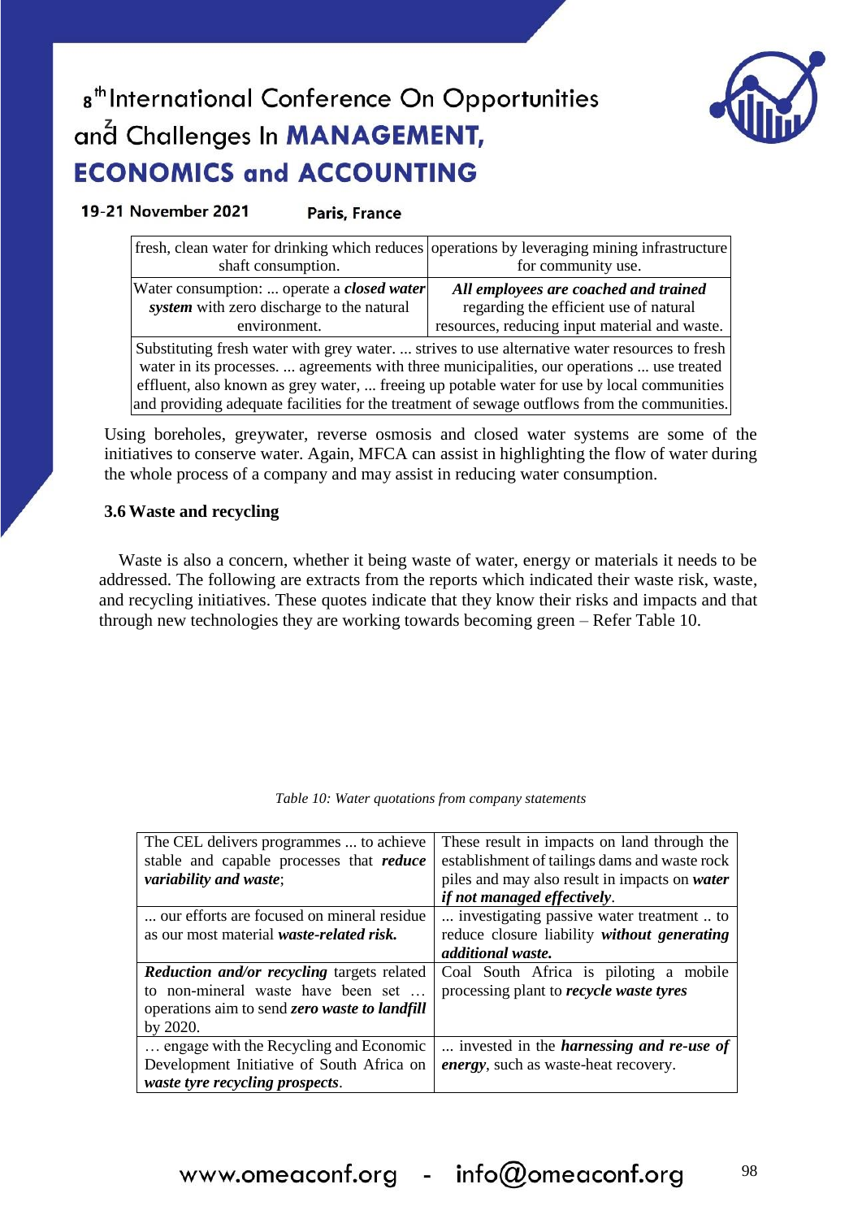| fresh, clean water for drinking which reduces shaft consumption. | operations by leveraging mining infrastructure for community use. |
|---|---|
| Water consumption: ... operate a ***closed water system*** with zero discharge to the natural environment. | ***All employees are coached and trained*** regarding the efficient use of natural resources, reducing input material and waste. |
| Substituting fresh water with grey water. ... strives to use alternative water resources to fresh water in its processes. ... agreements with three municipalities, our operations ... use treated effluent, also known as grey water, ... freeing up potable water for use by local communities and providing adequate facilities for the treatment of sewage outflows from the communities. | |

Using boreholes, greywater, reverse osmosis and closed water systems are some of the initiatives to conserve water. Again, MFCA can assist in highlighting the flow of water during the whole process of a company and may assist in reducing water consumption.

### 3.6 Waste and recycling

Waste is also a concern, whether it being waste of water, energy or materials it needs to be addressed. The following are extracts from the reports which indicated their waste risk, waste, and recycling initiatives. These quotes indicate that they know their risks and impacts and that through new technologies they are working towards becoming green – Refer Table 10.

*Table 10: Water quotations from company statements*

| The CEL delivers programmes ... to achieve stable and capable processes that ***reduce variability and waste***; | These result in impacts on land through the establishment of tailings dams and waste rock piles and may also result in impacts on ***water if not managed effectively***. |
|---|---|
| ... our efforts are focused on mineral residue as our most material ***waste-related risk.*** | ... investigating passive water treatment .. to reduce closure liability ***without generating additional waste.*** |
| ***Reduction and/or recycling*** targets related to non-mineral waste have been set … operations aim to send ***zero waste to landfill*** by 2020. | Coal South Africa is piloting a mobile processing plant to ***recycle waste tyres*** |
| … engage with the Recycling and Economic Development Initiative of South Africa on ***waste tyre recycling prospects***. | ... invested in the ***harnessing and re-use of energy***, such as waste-heat recovery. |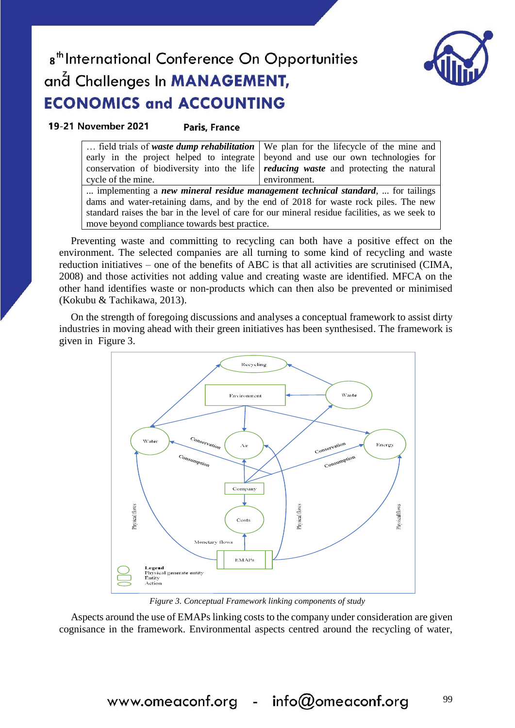| … field trials of ***waste dump rehabilitation*** early in the project helped to integrate conservation of biodiversity into the life cycle of the mine. | We plan for the lifecycle of the mine and beyond and use our own technologies for ***reducing waste*** and protecting the natural environment. |
|---|---|
| ... implementing a ***new mineral residue management technical standard***, ... for tailings dams and water-retaining dams, and by the end of 2018 for waste rock piles. The new standard raises the bar in the level of care for our mineral residue facilities, as we seek to move beyond compliance towards best practice. | |

Preventing waste and committing to recycling can both have a positive effect on the environment. The selected companies are all turning to some kind of recycling and waste reduction initiatives – one of the benefits of ABC is that all activities are scrutinised (CIMA, 2008) and those activities not adding value and creating waste are identified. MFCA on the other hand identifies waste or non-products which can then also be prevented or minimised (Kokubu & Tachikawa, 2013).

On the strength of foregoing discussions and analyses a conceptual framework to assist dirty industries in moving ahead with their green initiatives has been synthesised. The framework is given in Figure 3.

*Figure 3. Conceptual Framework linking components of study*

Aspects around the use of EMAPs linking costs to the company under consideration are given cognisance in the framework. Environmental aspects centred around the recycling of water,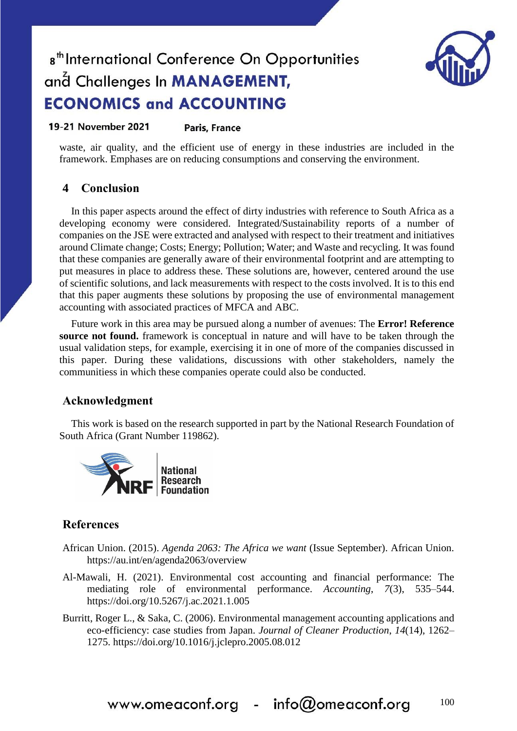waste, air quality, and the efficient use of energy in these industries are included in the framework. Emphases are on reducing consumptions and conserving the environment.

## 4 Conclusion

In this paper aspects around the effect of dirty industries with reference to South Africa as a developing economy were considered. Integrated/Sustainability reports of a number of companies on the JSE were extracted and analysed with respect to their treatment and initiatives around Climate change; Costs; Energy; Pollution; Water; and Waste and recycling. It was found that these companies are generally aware of their environmental footprint and are attempting to put measures in place to address these. These solutions are, however, centered around the use of scientific solutions, and lack measurements with respect to the costs involved. It is to this end that this paper augments these solutions by proposing the use of environmental management accounting with associated practices of MFCA and ABC.

Future work in this area may be pursued along a number of avenues: The **Error! Reference source not found.** framework is conceptual in nature and will have to be taken through the usual validation steps, for example, exercising it in one of more of the companies discussed in this paper. During these validations, discussions with other stakeholders, namely the communitiess in which these companies operate could also be conducted.

## Acknowledgment

This work is based on the research supported in part by the National Research Foundation of South Africa (Grant Number 119862).

## References

African Union. (2015). *Agenda 2063: The Africa we want* (Issue September). African Union. https://au.int/en/agenda2063/overview

Al-Mawali, H. (2021). Environmental cost accounting and financial performance: The mediating role of environmental performance. *Accounting*, *7*(3), 535–544. https://doi.org/10.5267/j.ac.2021.1.005

Burritt, Roger L., & Saka, C. (2006). Environmental management accounting applications and eco-efficiency: case studies from Japan. *Journal of Cleaner Production*, *14*(14), 1262–1275. https://doi.org/10.1016/j.jclepro.2005.08.012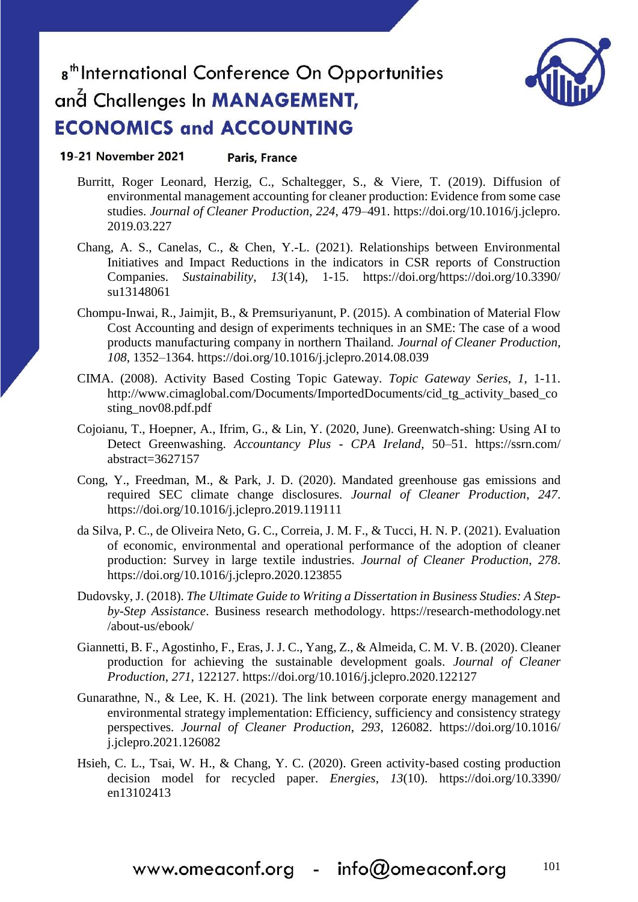Burritt, Roger Leonard, Herzig, C., Schaltegger, S., & Viere, T. (2019). Diffusion of environmental management accounting for cleaner production: Evidence from some case studies. *Journal of Cleaner Production*, *224*, 479–491. https://doi.org/10.1016/j.jclepro.2019.03.227

Chang, A. S., Canelas, C., & Chen, Y.-L. (2021). Relationships between Environmental Initiatives and Impact Reductions in the indicators in CSR reports of Construction Companies. *Sustainability*, *13*(14), 1-15. https://doi.org/https://doi.org/10.3390/su13148061

Chompu-Inwai, R., Jaimjit, B., & Premsuriyanunt, P. (2015). A combination of Material Flow Cost Accounting and design of experiments techniques in an SME: The case of a wood products manufacturing company in northern Thailand. *Journal of Cleaner Production*, *108*, 1352–1364. https://doi.org/10.1016/j.jclepro.2014.08.039

CIMA. (2008). Activity Based Costing Topic Gateway. *Topic Gateway Series*, *1*, 1-11. http://www.cimaglobal.com/Documents/ImportedDocuments/cid_tg_activity_based_costing_nov08.pdf.pdf

Cojoianu, T., Hoepner, A., Ifrim, G., & Lin, Y. (2020, June). Greenwatch-shing: Using AI to Detect Greenwashing. *Accountancy Plus - CPA Ireland*, 50–51. https://ssrn.com/abstract=3627157

Cong, Y., Freedman, M., & Park, J. D. (2020). Mandated greenhouse gas emissions and required SEC climate change disclosures. *Journal of Cleaner Production*, *247*. https://doi.org/10.1016/j.jclepro.2019.119111

da Silva, P. C., de Oliveira Neto, G. C., Correia, J. M. F., & Tucci, H. N. P. (2021). Evaluation of economic, environmental and operational performance of the adoption of cleaner production: Survey in large textile industries. *Journal of Cleaner Production*, *278*. https://doi.org/10.1016/j.jclepro.2020.123855

Dudovsky, J. (2018). *The Ultimate Guide to Writing a Dissertation in Business Studies: A Step-by-Step Assistance*. Business research methodology. https://research-methodology.net/about-us/ebook/

Giannetti, B. F., Agostinho, F., Eras, J. J. C., Yang, Z., & Almeida, C. M. V. B. (2020). Cleaner production for achieving the sustainable development goals. *Journal of Cleaner Production*, *271*, 122127. https://doi.org/10.1016/j.jclepro.2020.122127

Gunarathne, N., & Lee, K. H. (2021). The link between corporate energy management and environmental strategy implementation: Efficiency, sufficiency and consistency strategy perspectives. *Journal of Cleaner Production*, *293*, 126082. https://doi.org/10.1016/j.jclepro.2021.126082

Hsieh, C. L., Tsai, W. H., & Chang, Y. C. (2020). Green activity-based costing production decision model for recycled paper. *Energies*, *13*(10). https://doi.org/10.3390/en13102413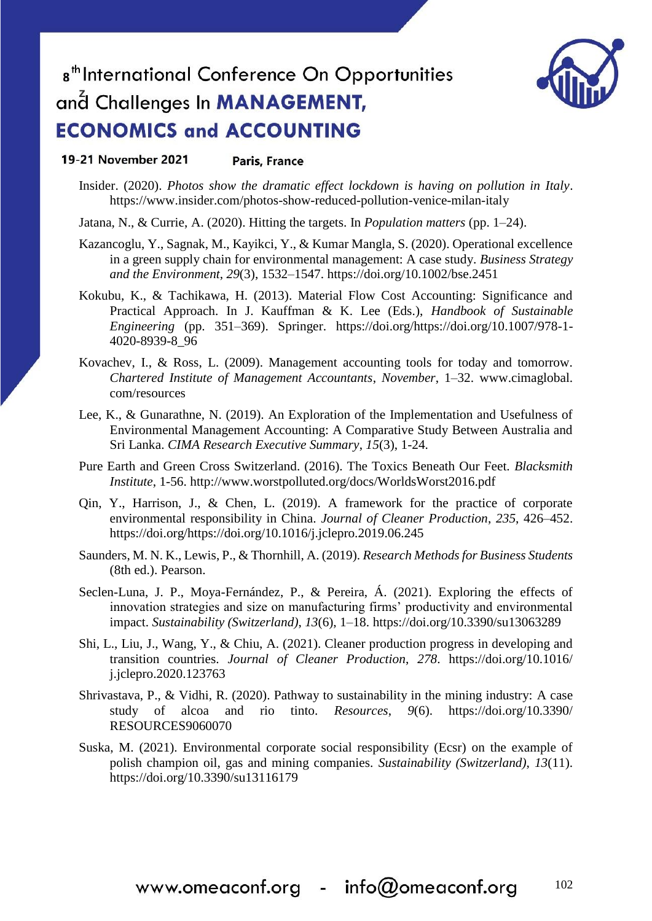Insider. (2020). *Photos show the dramatic effect lockdown is having on pollution in Italy*. https://www.insider.com/photos-show-reduced-pollution-venice-milan-italy

Jatana, N., & Currie, A. (2020). Hitting the targets. In *Population matters* (pp. 1–24).

Kazancoglu, Y., Sagnak, M., Kayikci, Y., & Kumar Mangla, S. (2020). Operational excellence in a green supply chain for environmental management: A case study. *Business Strategy and the Environment*, *29*(3), 1532–1547. https://doi.org/10.1002/bse.2451

Kokubu, K., & Tachikawa, H. (2013). Material Flow Cost Accounting: Significance and Practical Approach. In J. Kauffman & K. Lee (Eds.), *Handbook of Sustainable Engineering* (pp. 351–369). Springer. https://doi.org/https://doi.org/10.1007/978-1-4020-8939-8_96

Kovachev, I., & Ross, L. (2009). Management accounting tools for today and tomorrow. *Chartered Institute of Management Accountants*, *November*, 1–32. www.cimaglobal.com/resources

Lee, K., & Gunarathne, N. (2019). An Exploration of the Implementation and Usefulness of Environmental Management Accounting: A Comparative Study Between Australia and Sri Lanka. *CIMA Research Executive Summary*, *15*(3), 1-24.

Pure Earth and Green Cross Switzerland. (2016). The Toxics Beneath Our Feet. *Blacksmith Institute*, 1-56. http://www.worstpolluted.org/docs/WorldsWorst2016.pdf

Qin, Y., Harrison, J., & Chen, L. (2019). A framework for the practice of corporate environmental responsibility in China. *Journal of Cleaner Production*, *235*, 426–452. https://doi.org/https://doi.org/10.1016/j.jclepro.2019.06.245

Saunders, M. N. K., Lewis, P., & Thornhill, A. (2019). *Research Methods for Business Students* (8th ed.). Pearson.

Seclen-Luna, J. P., Moya-Fernández, P., & Pereira, Á. (2021). Exploring the effects of innovation strategies and size on manufacturing firms' productivity and environmental impact. *Sustainability (Switzerland)*, *13*(6), 1–18. https://doi.org/10.3390/su13063289

Shi, L., Liu, J., Wang, Y., & Chiu, A. (2021). Cleaner production progress in developing and transition countries. *Journal of Cleaner Production*, *278*. https://doi.org/10.1016/j.jclepro.2020.123763

Shrivastava, P., & Vidhi, R. (2020). Pathway to sustainability in the mining industry: A case study of alcoa and rio tinto. *Resources*, *9*(6). https://doi.org/10.3390/RESOURCES9060070

Suska, M. (2021). Environmental corporate social responsibility (Ecsr) on the example of polish champion oil, gas and mining companies. *Sustainability (Switzerland)*, *13*(11). https://doi.org/10.3390/su13116179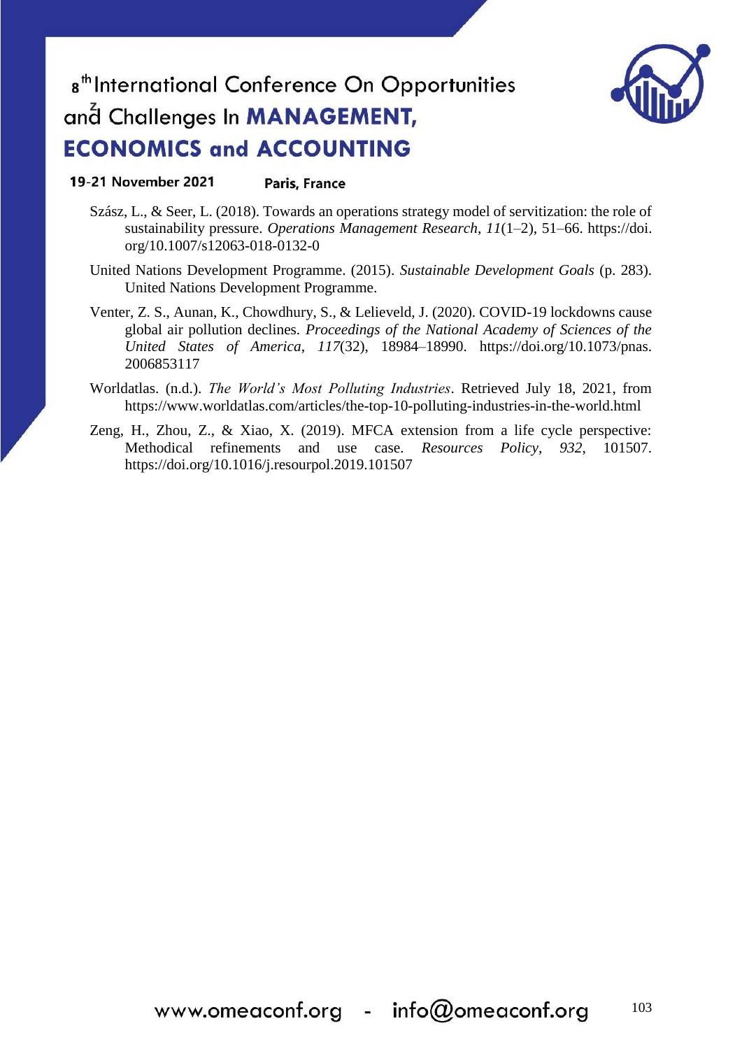Szász, L., & Seer, L. (2018). Towards an operations strategy model of servitization: the role of sustainability pressure. *Operations Management Research*, *11*(1–2), 51–66. https://doi.org/10.1007/s12063-018-0132-0

United Nations Development Programme. (2015). *Sustainable Development Goals* (p. 283). United Nations Development Programme.

Venter, Z. S., Aunan, K., Chowdhury, S., & Lelieveld, J. (2020). COVID-19 lockdowns cause global air pollution declines. *Proceedings of the National Academy of Sciences of the United States of America*, *117*(32), 18984–18990. https://doi.org/10.1073/pnas.2006853117

Worldatlas. (n.d.). *The World's Most Polluting Industries*. Retrieved July 18, 2021, from https://www.worldatlas.com/articles/the-top-10-polluting-industries-in-the-world.html

Zeng, H., Zhou, Z., & Xiao, X. (2019). MFCA extension from a life cycle perspective: Methodical refinements and use case. *Resources Policy*, *932*, 101507. https://doi.org/10.1016/j.resourpol.2019.101507